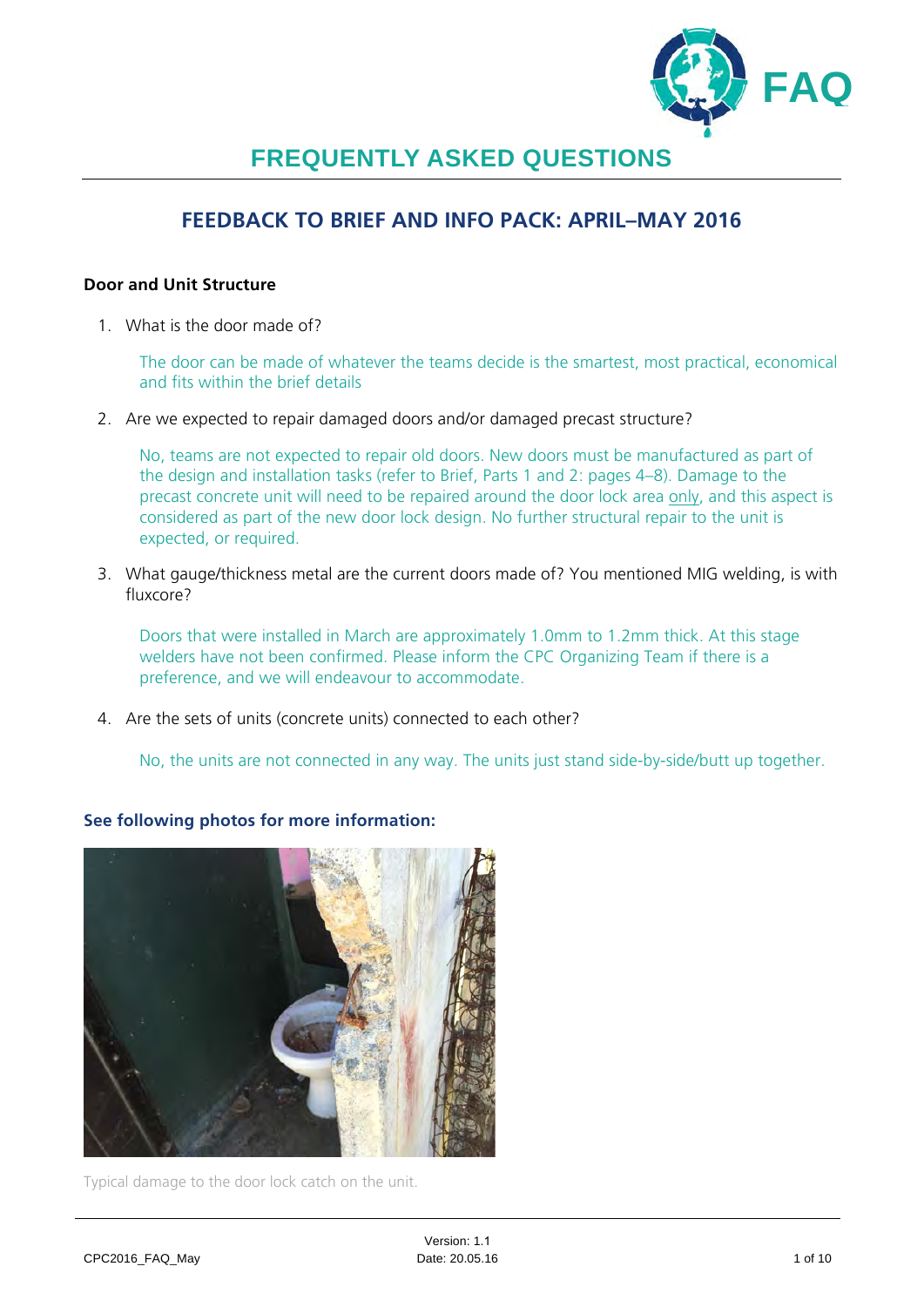# FREQUENTLY ASKED QUESTIONS

## FEEDBACK TO BRIEF AND INFO PACK: APRIL–MAY 2016

### Door and Unit Structure

1. What is the door made of?

   The door can be made of whatever the teams decide is the smartest, most practical, economical and fits within the brief details

2. Are we expected to repair damaged doors and/or damaged precast structure?

   No, teams are not expected to repair old doors. New doors must be manufactured as part of the design and installation tasks (refer to Brief, Parts 1 and 2: pages 4–8). Damage to the precast concrete unit will need to be repaired around the door lock area only, and this aspect is considered as part of the new door lock design. No further structural repair to the unit is expected, or required.

3. What gauge/thickness metal are the current doors made of? You mentioned MIG welding, is with fluxcore?

   Doors that were installed in March are approximately 1.0mm to 1.2mm thick. At this stage welders have not been confirmed. Please inform the CPC Organizing Team if there is a preference, and we will endeavour to accommodate.

4. Are the sets of units (concrete units) connected to each other?

   No, the units are not connected in any way. The units just stand side-by-side/butt up together.

### See following photos for more information:

Typical damage to the door lock catch on the unit.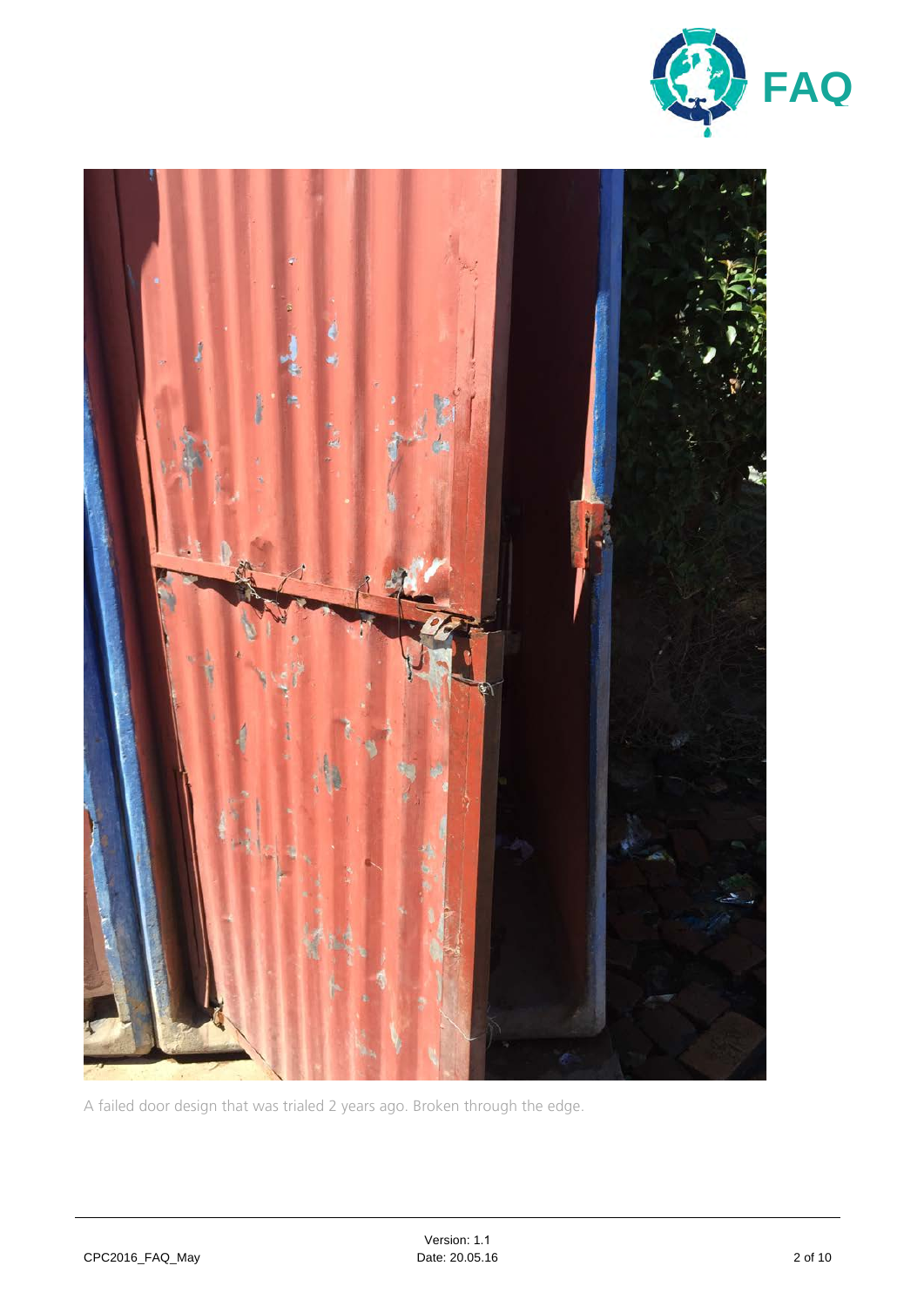A failed door design that was trialed 2 years ago. Broken through the edge.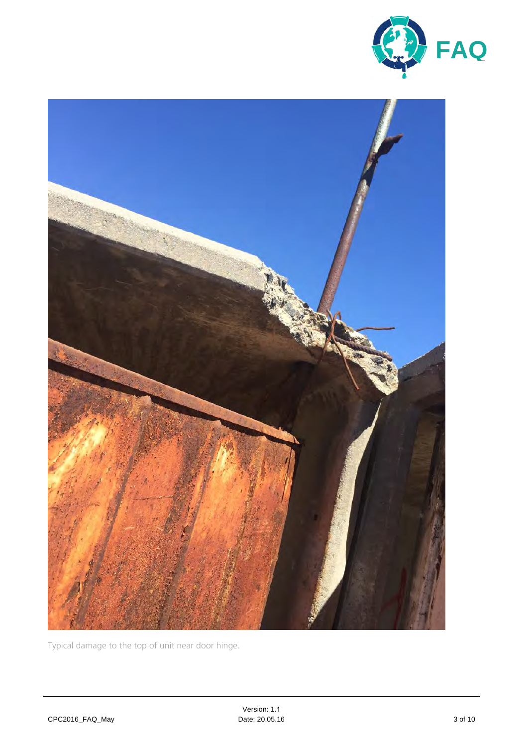Typical damage to the top of unit near door hinge.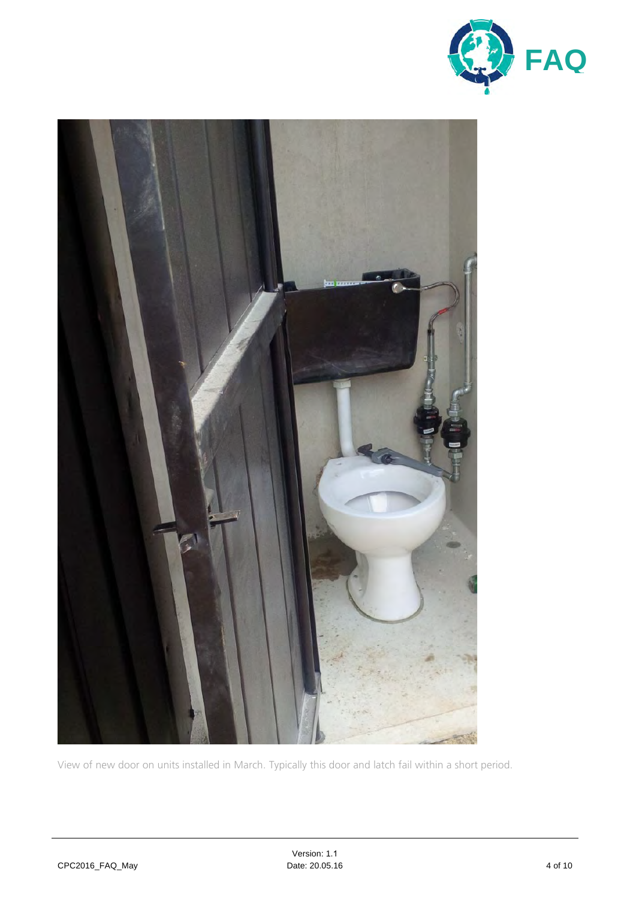View of new door on units installed in March. Typically this door and latch fail within a short period.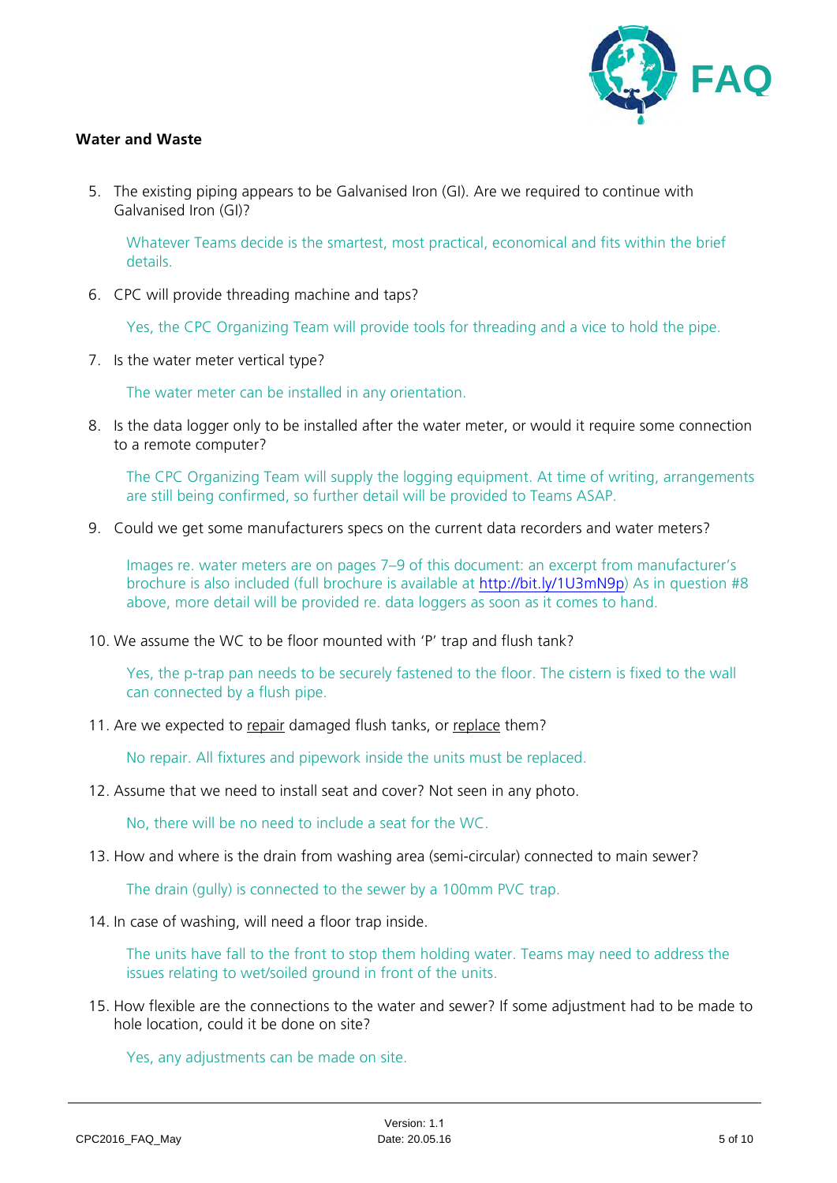## Water and Waste

5. The existing piping appears to be Galvanised Iron (GI). Are we required to continue with Galvanised Iron (GI)?

   Whatever Teams decide is the smartest, most practical, economical and fits within the brief details.

6. CPC will provide threading machine and taps?

   Yes, the CPC Organizing Team will provide tools for threading and a vice to hold the pipe.

7. Is the water meter vertical type?

   The water meter can be installed in any orientation.

8. Is the data logger only to be installed after the water meter, or would it require some connection to a remote computer?

   The CPC Organizing Team will supply the logging equipment. At time of writing, arrangements are still being confirmed, so further detail will be provided to Teams ASAP.

9. Could we get some manufacturers specs on the current data recorders and water meters?

   Images re. water meters are on pages 7–9 of this document: an excerpt from manufacturer's brochure is also included (full brochure is available at http://bit.ly/1U3mN9p) As in question #8 above, more detail will be provided re. data loggers as soon as it comes to hand.

10. We assume the WC to be floor mounted with 'P' trap and flush tank?

    Yes, the p-trap pan needs to be securely fastened to the floor. The cistern is fixed to the wall can connected by a flush pipe.

11. Are we expected to <u>repair</u> damaged flush tanks, or <u>replace</u> them?

    No repair. All fixtures and pipework inside the units must be replaced.

12. Assume that we need to install seat and cover? Not seen in any photo.

    No, there will be no need to include a seat for the WC.

13. How and where is the drain from washing area (semi-circular) connected to main sewer?

    The drain (gully) is connected to the sewer by a 100mm PVC trap.

14. In case of washing, will need a floor trap inside.

    The units have fall to the front to stop them holding water. Teams may need to address the issues relating to wet/soiled ground in front of the units.

15. How flexible are the connections to the water and sewer? If some adjustment had to be made to hole location, could it be done on site?

    Yes, any adjustments can be made on site.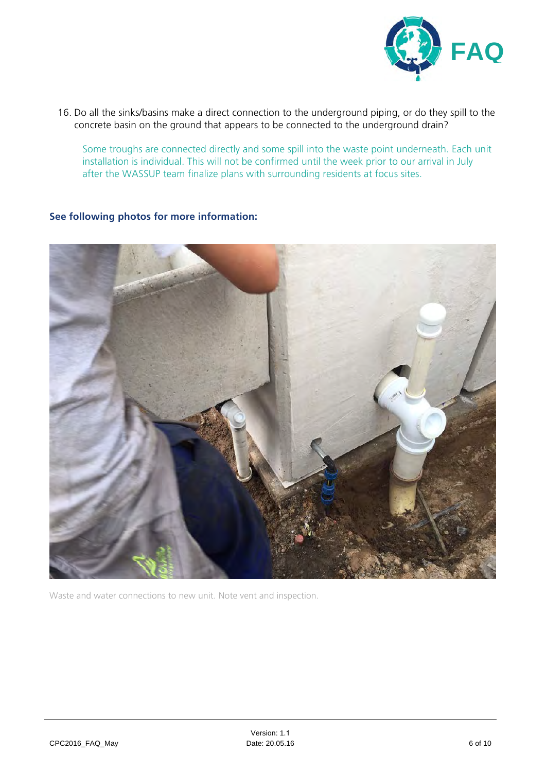16. Do all the sinks/basins make a direct connection to the underground piping, or do they spill to the concrete basin on the ground that appears to be connected to the underground drain?

    Some troughs are connected directly and some spill into the waste point underneath. Each unit installation is individual. This will not be confirmed until the week prior to our arrival in July after the WASSUP team finalize plans with surrounding residents at focus sites.

**See following photos for more information:**

Waste and water connections to new unit. Note vent and inspection.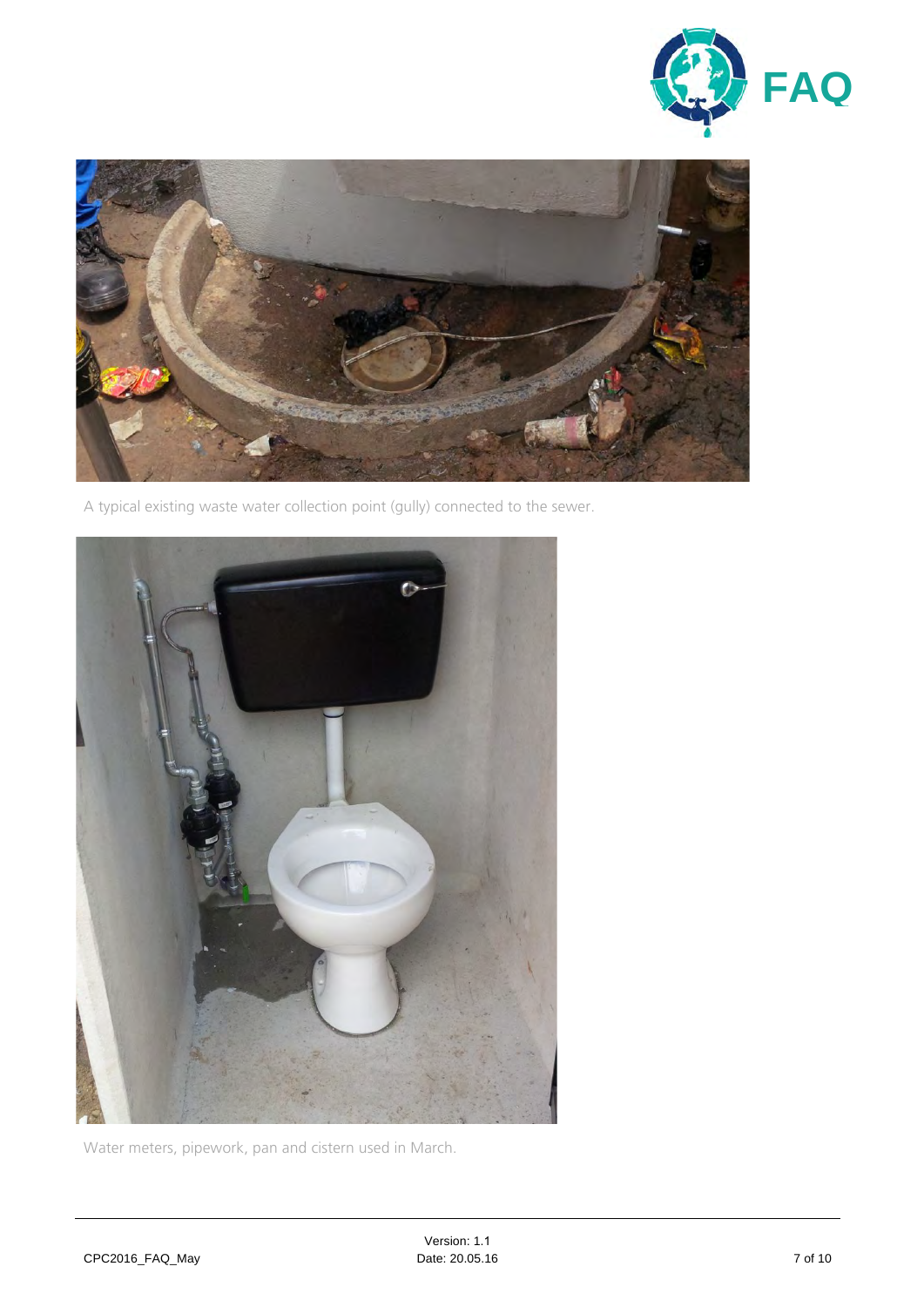A typical existing waste water collection point (gully) connected to the sewer.

Water meters, pipework, pan and cistern used in March.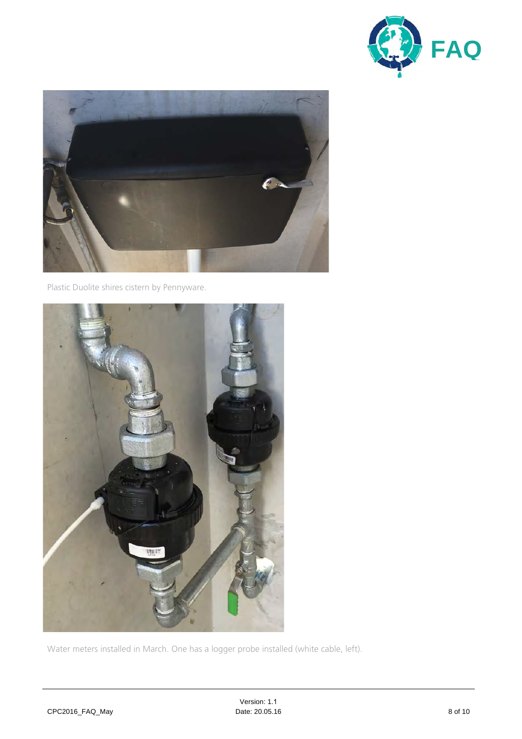Plastic Duolite shires cistern by Pennyware.

Water meters installed in March. One has a logger probe installed (white cable, left).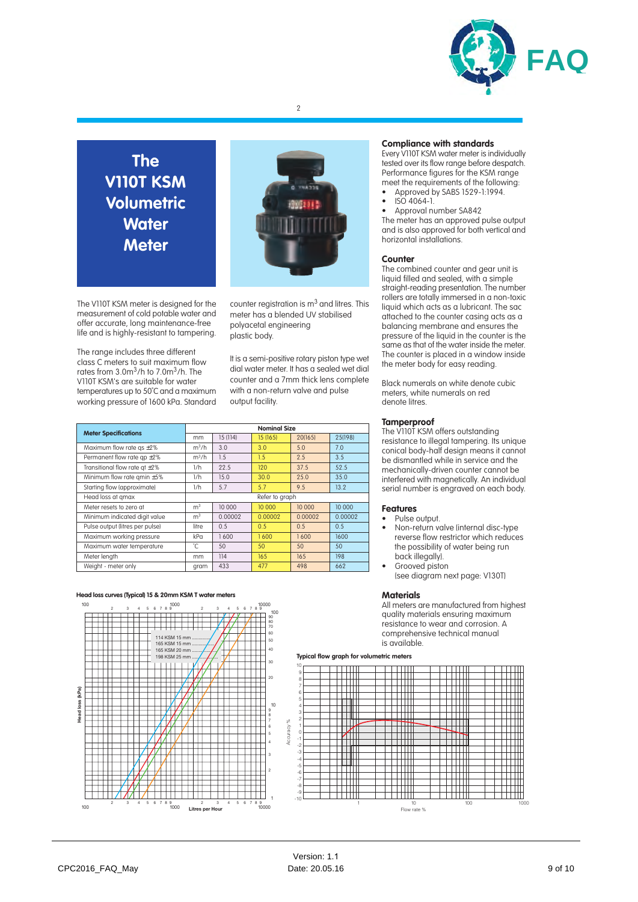# The V110T KSM Volumetric Water Meter

The V110T KSM meter is designed for the measurement of cold potable water and offer accurate, long maintenance-free life and is highly-resistant to tampering.

The range includes three different class C meters to suit maximum flow rates from 3.0m$^3$/h to 7.0m$^3$/h. The V110T KSM's are suitable for water temperatures up to 50˚C and a maximum working pressure of 1600 kPa. Standard counter registration is m$^3$ and litres. This meter has a blended UV stabilised polyacetal engineering plastic body.

It is a semi-positive rotary piston type wet dial water meter. It has a sealed wet dial counter and a 7mm thick lens complete with a non-return valve and pulse output facility.

| Meter Specifications | | Nominal Size | | | |
|---|---|---|---|---|---|
| | mm | 15 (114) | 15 (165) | 20(165) | 25(198) |
| Maximum flow rate qs ±2% | m$^3$/h | 3.0 | 3.0 | 5.0 | 7.0 |
| Permanent flow rate qp ±2% | m$^3$/h | 1.5 | 1.5 | 2.5 | 3.5 |
| Transitional flow rate qt ±2% | l/h | 22.5 | 120 | 37.5 | 52.5 |
| Minimum flow rate qmin ±5% | l/h | 15.0 | 30.0 | 25.0 | 35.0 |
| Starting flow (approximate) | l/h | 5.7 | 5.7 | 9.5 | 13.2 |
| Head loss at qmax | | Refer to graph | | | |
| Meter resets to zero at | m$^3$ | 10 000 | 10 000 | 10 000 | 10 000 |
| Minimum indicated digit value | m$^3$ | 0.00002 | 0.00002 | 0.00002 | 0.00002 |
| Pulse output (litres per pulse) | litre | 0.5 | 0.5 | 0.5 | 0.5 |
| Maximum working pressure | kPa | 1 600 | 1 600 | 1 600 | 1600 |
| Maximum water temperature | ˚C | 50 | 50 | 50 | 50 |
| Meter length | mm | 114 | 165 | 165 | 198 |
| Weight - meter only | gram | 433 | 477 | 498 | 662 |

**Head loss curves (Typical) 15 & 20mm KSM T water meters**

**Typical flow graph for volumetric meters**

## Compliance with standards

Every V110T KSM water meter is individually tested over its flow range before despatch. Performance figures for the KSM range meet the requirements of the following:

- Approved by SABS 1529-1:1994.
- ISO 4064-1.
- Approval number SA842

The meter has an approved pulse output and is also approved for both vertical and horizontal installations.

## Counter

The combined counter and gear unit is liquid filled and sealed, with a simple straight-reading presentation. The number rollers are totally immersed in a non-toxic liquid which acts as a lubricant. The sac attached to the counter casing acts as a balancing membrane and ensures the pressure of the liquid in the counter is the same as that of the water inside the meter. The counter is placed in a window inside the meter body for easy reading.

Black numerals on white denote cubic meters, white numerals on red denote litres.

## Tamperproof

The V110T KSM offers outstanding resistance to illegal tampering. Its unique conical body-half design means it cannot be dismantled while in service and the mechanically-driven counter cannot be interfered with magnetically. An individual serial number is engraved on each body.

## Features

- Pulse output.
- Non-return valve (internal disc-type reverse flow restrictor which reduces the possibility of water being run back illegally).
- Grooved piston (see diagram next page: V130T)

## Materials

All meters are manufactured from highest quality materials ensuring maximum resistance to wear and corrosion. A comprehensive technical manual is available.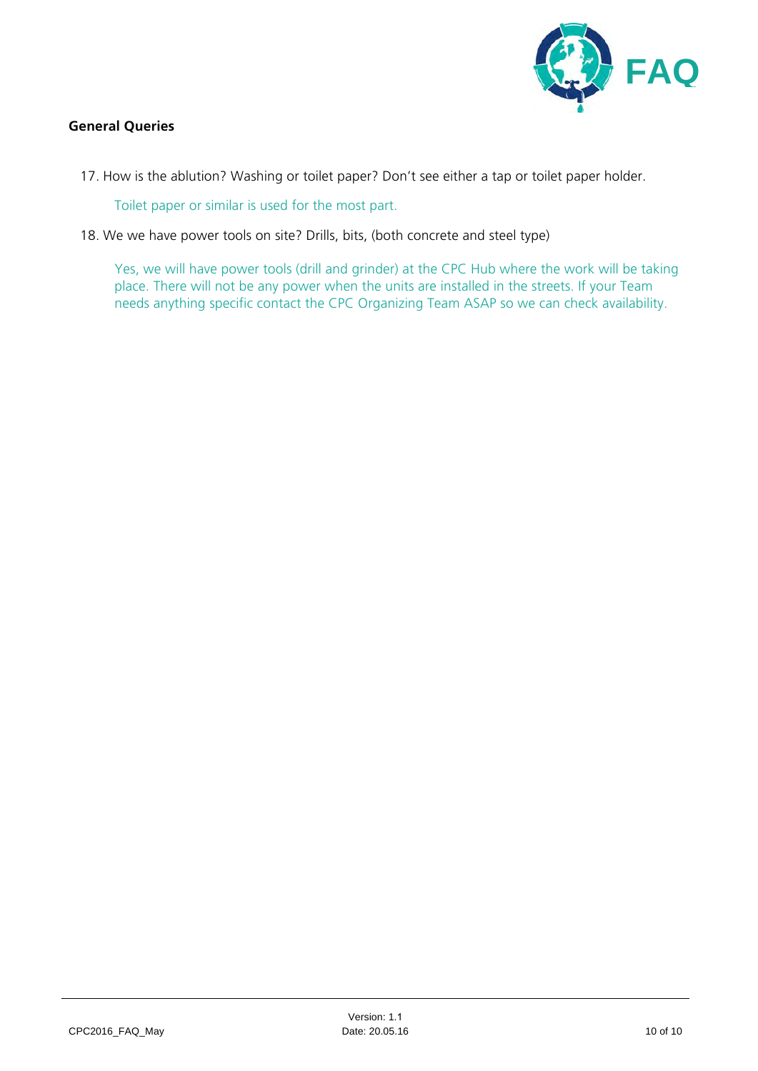**General Queries**

17. How is the ablution? Washing or toilet paper? Don't see either a tap or toilet paper holder.

    Toilet paper or similar is used for the most part.

18. We we have power tools on site? Drills, bits, (both concrete and steel type)

    Yes, we will have power tools (drill and grinder) at the CPC Hub where the work will be taking place. There will not be any power when the units are installed in the streets. If your Team needs anything specific contact the CPC Organizing Team ASAP so we can check availability.